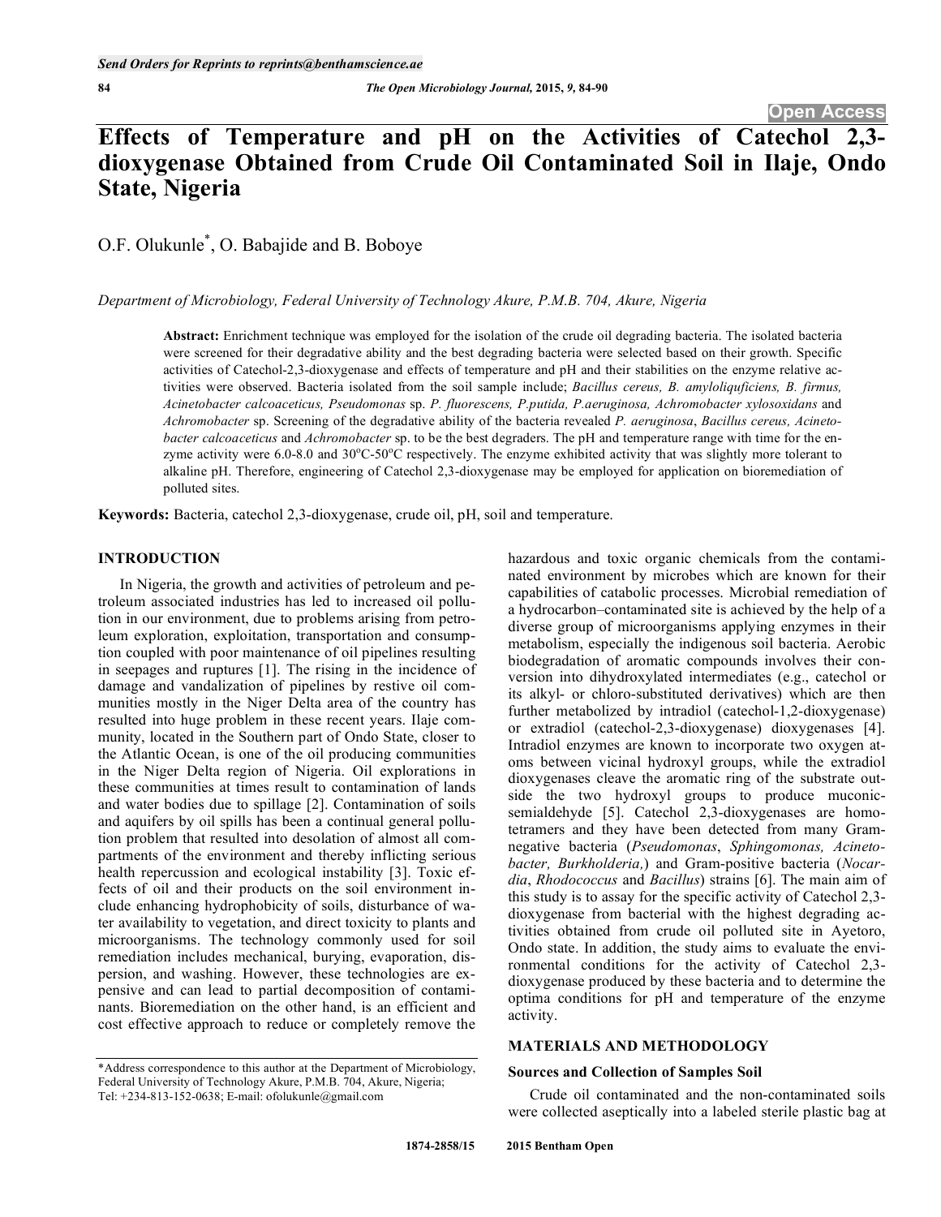# Effects of Temperature and pH on the Activities of Catechol 2,3-dioxygenase Obtained from Crude Oil Contaminated Soil in Ilaje, Ondo State, Nigeria

O.F. Olukunle*, O. Babajide and B. Boboye

*Department of Microbiology, Federal University of Technology Akure, P.M.B. 704, Akure, Nigeria*

**Abstract:** Enrichment technique was employed for the isolation of the crude oil degrading bacteria. The isolated bacteria were screened for their degradative ability and the best degrading bacteria were selected based on their growth. Specific activities of Catechol-2,3-dioxygenase and effects of temperature and pH and their stabilities on the enzyme relative activities were observed. Bacteria isolated from the soil sample include; *Bacillus cereus, B. amyloliquificiens, B. firmus, Acinetobacter calcoaceticus, Pseudomonas* sp. *P. fluorescens, P.putida, P.aeruginosa, Achromobacter xylosoxidans* and *Achromobacter* sp. Screening of the degradative ability of the bacteria revealed *P. aeruginosa*, *Bacillus cereus, Acinetobacter calcoaceticus* and *Achromobacter* sp. to be the best degraders. The pH and temperature range with time for the enzyme activity were 6.0-8.0 and 30°C-50°C respectively. The enzyme exhibited activity that was slightly more tolerant to alkaline pH. Therefore, engineering of Catechol 2,3-dioxygenase may be employed for application on bioremediation of polluted sites.

**Keywords:** Bacteria, catechol 2,3-dioxygenase, crude oil, pH, soil and temperature.

## INTRODUCTION

In Nigeria, the growth and activities of petroleum and petroleum associated industries has led to increased oil pollution in our environment, due to problems arising from petroleum exploration, exploitation, transportation and consumption coupled with poor maintenance of oil pipelines resulting in seepages and ruptures [1]. The rising in the incidence of damage and vandalization of pipelines by restive oil communities mostly in the Niger Delta area of the country has resulted into huge problem in these recent years. Ilaje community, located in the Southern part of Ondo State, closer to the Atlantic Ocean, is one of the oil producing communities in the Niger Delta region of Nigeria. Oil explorations in these communities at times result to contamination of lands and water bodies due to spillage [2]. Contamination of soils and aquifers by oil spills has been a continual general pollution problem that resulted into desolation of almost all compartments of the environment and thereby inflicting serious health repercussion and ecological instability [3]. Toxic effects of oil and their products on the soil environment include enhancing hydrophobicity of soils, disturbance of water availability to vegetation, and direct toxicity to plants and microorganisms. The technology commonly used for soil remediation includes mechanical, burying, evaporation, dispersion, and washing. However, these technologies are expensive and can lead to partial decomposition of contaminants. Bioremediation on the other hand, is an efficient and cost effective approach to reduce or completely remove the hazardous and toxic organic chemicals from the contaminated environment by microbes which are known for their capabilities of catabolic processes. Microbial remediation of a hydrocarbon–contaminated site is achieved by the help of a diverse group of microorganisms applying enzymes in their metabolism, especially the indigenous soil bacteria. Aerobic biodegradation of aromatic compounds involves their conversion into dihydroxylated intermediates (e.g., catechol or its alkyl- or chloro-substituted derivatives) which are then further metabolized by intradiol (catechol-1,2-dioxygenase) or extradiol (catechol-2,3-dioxygenase) dioxygenases [4]. Intradiol enzymes are known to incorporate two oxygen atoms between vicinal hydroxyl groups, while the extradiol dioxygenases cleave the aromatic ring of the substrate outside the two hydroxyl groups to produce muconic-semialdehyde [5]. Catechol 2,3-dioxygenases are homotetramers and they have been detected from many Gram-negative bacteria (*Pseudomonas*, *Sphingomonas, Acinetobacter, Burkholderia,*) and Gram-positive bacteria (*Nocardia*, *Rhodococcus* and *Bacillus*) strains [6]. The main aim of this study is to assay for the specific activity of Catechol 2,3-dioxygenase from bacterial with the highest degrading activities obtained from crude oil polluted site in Ayetoro, Ondo state. In addition, the study aims to evaluate the environmental conditions for the activity of Catechol 2,3-dioxygenase produced by these bacteria and to determine the optima conditions for pH and temperature of the enzyme activity.

## MATERIALS AND METHODOLOGY

### Sources and Collection of Samples Soil

Crude oil contaminated and the non-contaminated soils were collected aseptically into a labeled sterile plastic bag at

*Address correspondence to this author at the Department of Microbiology, Federal University of Technology Akure, P.M.B. 704, Akure, Nigeria; Tel: +234-813-152-0638; E-mail: ofolukunle@gmail.com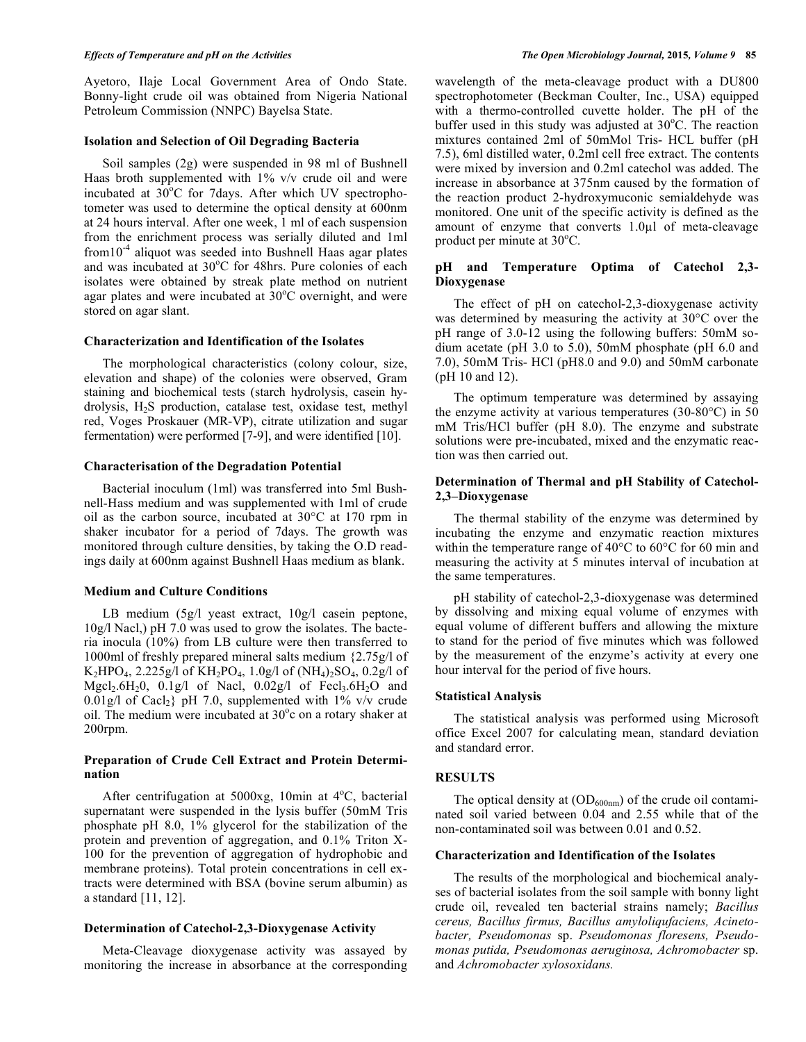Ayetoro, Ilaje Local Government Area of Ondo State. Bonny-light crude oil was obtained from Nigeria National Petroleum Commission (NNPC) Bayelsa State.

### Isolation and Selection of Oil Degrading Bacteria

Soil samples (2g) were suspended in 98 ml of Bushnell Haas broth supplemented with 1% v/v crude oil and were incubated at 30°C for 7days. After which UV spectrophotometer was used to determine the optical density at 600nm at 24 hours interval. After one week, 1 ml of each suspension from the enrichment process was serially diluted and 1ml from$10^{-4}$ aliquot was seeded into Bushnell Haas agar plates and was incubated at 30°C for 48hrs. Pure colonies of each isolates were obtained by streak plate method on nutrient agar plates and were incubated at 30°C overnight, and were stored on agar slant.

### Characterization and Identification of the Isolates

The morphological characteristics (colony colour, size, elevation and shape) of the colonies were observed, Gram staining and biochemical tests (starch hydrolysis, casein hydrolysis, $H_2S$ production, catalase test, oxidase test, methyl red, Voges Proskauer (MR-VP), citrate utilization and sugar fermentation) were performed [7-9], and were identified [10].

### Characterisation of the Degradation Potential

Bacterial inoculum (1ml) was transferred into 5ml Bushnell-Hass medium and was supplemented with 1ml of crude oil as the carbon source, incubated at 30°C at 170 rpm in shaker incubator for a period of 7days. The growth was monitored through culture densities, by taking the O.D readings daily at 600nm against Bushnell Haas medium as blank.

### Medium and Culture Conditions

LB medium (5g/l yeast extract, 10g/l casein peptone, 10g/l Nacl,) pH 7.0 was used to grow the isolates. The bacteria inocula (10%) from LB culture were then transferred to 1000ml of freshly prepared mineral salts medium {2.75g/l of $K_2HPO_4$, 2.225g/l of $KH_2PO_4$, 1.0g/l of $(NH_4)_2SO_4$, 0.2g/l of $Mgcl_2.6H_20$, 0.1g/l of Nacl, 0.02g/l of $Fecl_3.6H_2O$ and 0.01g/l of $Cacl_2$} pH 7.0, supplemented with 1% v/v crude oil. The medium were incubated at 30°c on a rotary shaker at 200rpm.

### Preparation of Crude Cell Extract and Protein Determination

After centrifugation at 5000xg, 10min at 4°C, bacterial supernatant were suspended in the lysis buffer (50mM Tris phosphate pH 8.0, 1% glycerol for the stabilization of the protein and prevention of aggregation, and 0.1% Triton X-100 for the prevention of aggregation of hydrophobic and membrane proteins). Total protein concentrations in cell extracts were determined with BSA (bovine serum albumin) as a standard [11, 12].

### Determination of Catechol-2,3-Dioxygenase Activity

Meta-Cleavage dioxygenase activity was assayed by monitoring the increase in absorbance at the corresponding wavelength of the meta-cleavage product with a DU800 spectrophotometer (Beckman Coulter, Inc., USA) equipped with a thermo-controlled cuvette holder. The pH of the buffer used in this study was adjusted at 30°C. The reaction mixtures contained 2ml of 50mMol Tris- HCL buffer (pH 7.5), 6ml distilled water, 0.2ml cell free extract. The contents were mixed by inversion and 0.2ml catechol was added. The increase in absorbance at 375nm caused by the formation of the reaction product 2-hydroxymuconic semialdehyde was monitored. One unit of the specific activity is defined as the amount of enzyme that converts 1.0µl of meta-cleavage product per minute at 30°C.

### pH and Temperature Optima of Catechol 2,3-Dioxygenase

The effect of pH on catechol-2,3-dioxygenase activity was determined by measuring the activity at 30°C over the pH range of 3.0-12 using the following buffers: 50mM sodium acetate (pH 3.0 to 5.0), 50mM phosphate (pH 6.0 and 7.0), 50mM Tris- HCl (pH8.0 and 9.0) and 50mM carbonate (pH 10 and 12).

The optimum temperature was determined by assaying the enzyme activity at various temperatures (30-80°C) in 50 mM Tris/HCl buffer (pH 8.0). The enzyme and substrate solutions were pre-incubated, mixed and the enzymatic reaction was then carried out.

### Determination of Thermal and pH Stability of Catechol-2,3–Dioxygenase

The thermal stability of the enzyme was determined by incubating the enzyme and enzymatic reaction mixtures within the temperature range of 40°C to 60°C for 60 min and measuring the activity at 5 minutes interval of incubation at the same temperatures.

pH stability of catechol-2,3-dioxygenase was determined by dissolving and mixing equal volume of enzymes with equal volume of different buffers and allowing the mixture to stand for the period of five minutes which was followed by the measurement of the enzyme's activity at every one hour interval for the period of five hours.

### Statistical Analysis

The statistical analysis was performed using Microsoft office Excel 2007 for calculating mean, standard deviation and standard error.

## RESULTS

The optical density at ($OD_{600nm}$) of the crude oil contaminated soil varied between 0.04 and 2.55 while that of the non-contaminated soil was between 0.01 and 0.52.

### Characterization and Identification of the Isolates

The results of the morphological and biochemical analyses of bacterial isolates from the soil sample with bonny light crude oil, revealed ten bacterial strains namely; *Bacillus cereus, Bacillus firmus, Bacillus amyloliqufaciens, Acinetobacter, Pseudomonas* sp. *Pseudomonas floresens, Pseudomonas putida, Pseudomonas aeruginosa, Achromobacter* sp. and *Achromobacter xylosoxidans.*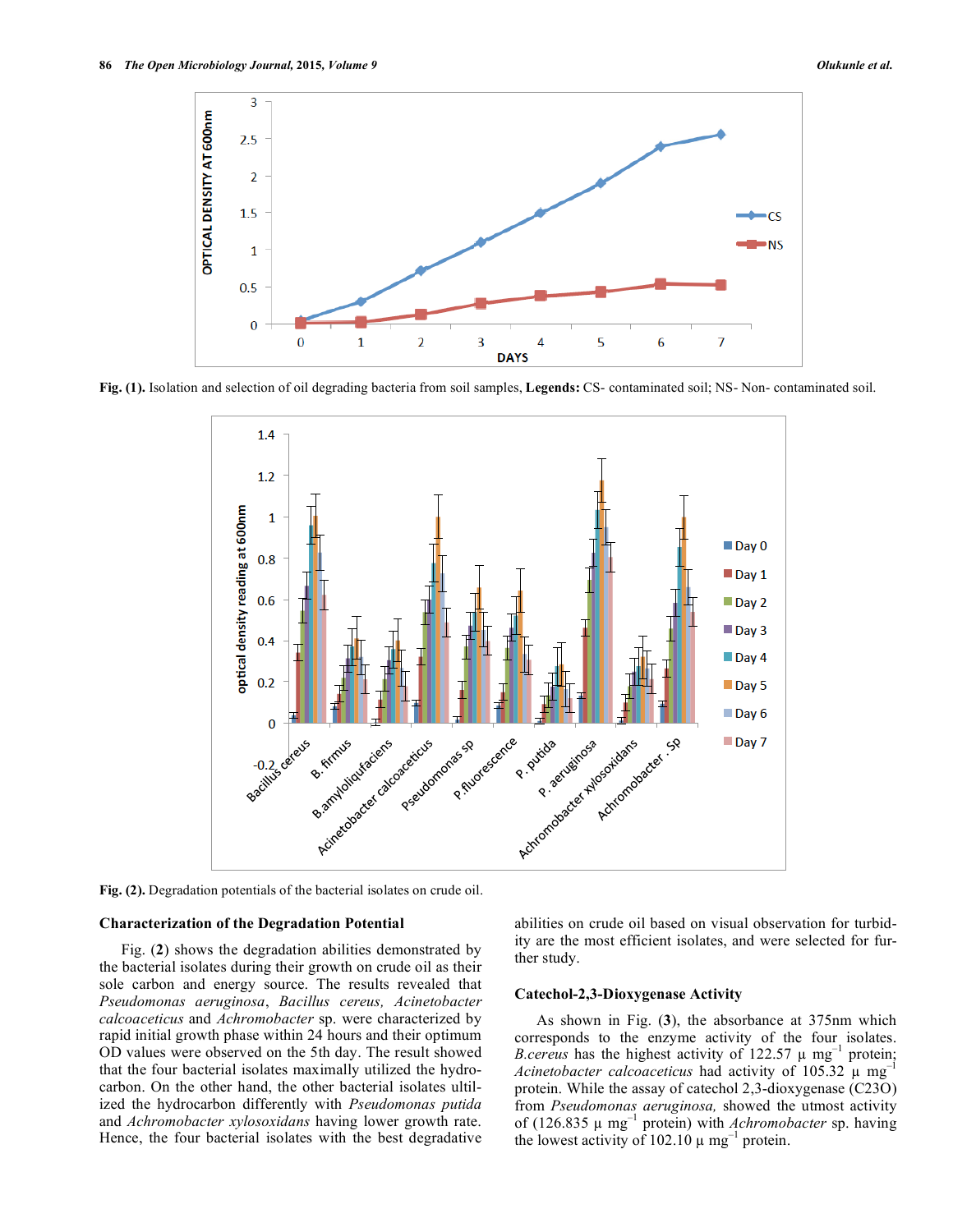Fig. (1). Isolation and selection of oil degrading bacteria from soil samples, **Legends:** CS- contaminated soil; NS- Non- contaminated soil.

Fig. (2). Degradation potentials of the bacterial isolates on crude oil.

### Characterization of the Degradation Potential

Fig. (**2**) shows the degradation abilities demonstrated by the bacterial isolates during their growth on crude oil as their sole carbon and energy source. The results revealed that *Pseudomonas aeruginosa*, *Bacillus cereus, Acinetobacter calcoaceticus* and *Achromobacter* sp. were characterized by rapid initial growth phase within 24 hours and their optimum OD values were observed on the 5th day. The result showed that the four bacterial isolates maximally utilized the hydrocarbon. On the other hand, the other bacterial isolates utilized the hydrocarbon differently with *Pseudomonas putida* and *Achromobacter xylosoxidans* having lower growth rate. Hence, the four bacterial isolates with the best degradative abilities on crude oil based on visual observation for turbidity are the most efficient isolates, and were selected for further study.

### Catechol-2,3-Dioxygenase Activity

As shown in Fig. (**3**), the absorbance at 375nm which corresponds to the enzyme activity of the four isolates. *B.cereus* has the highest activity of 122.57 μ $mg^{-1}$ protein; *Acinetobacter calcoaceticus* had activity of 105.32 μ $mg^{-1}$ protein. While the assay of catechol 2,3-dioxygenase (C23O) from *Pseudomonas aeruginosa,* showed the utmost activity of (126.835 μ $mg^{-1}$ protein) with *Achromobacter* sp. having the lowest activity of 102.10 μ $mg^{-1}$ protein.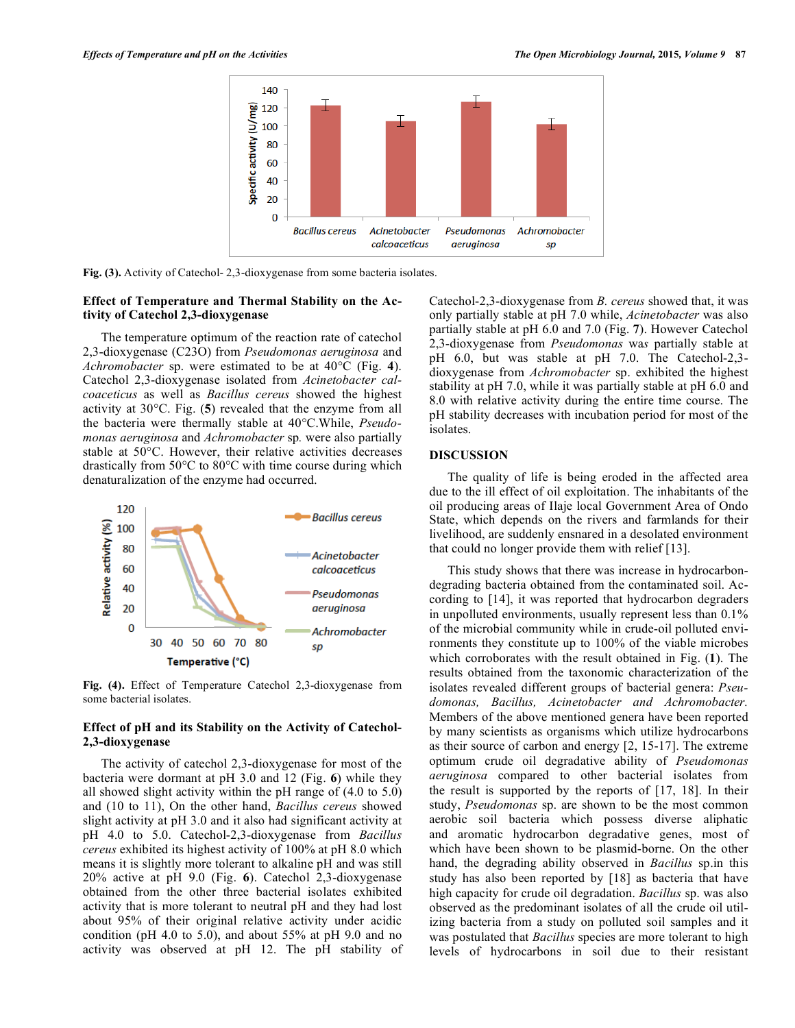Fig. (3). Activity of Catechol- 2,3-dioxygenase from some bacteria isolates.

### Effect of Temperature and Thermal Stability on the Activity of Catechol 2,3-dioxygenase

The temperature optimum of the reaction rate of catechol 2,3-dioxygenase (C23O) from *Pseudomonas aeruginosa* and *Achromobacter* sp. were estimated to be at 40°C (Fig. **4**). Catechol 2,3-dioxygenase isolated from *Acinetobacter calcoaceticus* as well as *Bacillus cereus* showed the highest activity at 30°C. Fig. (**5**) revealed that the enzyme from all the bacteria were thermally stable at 40°C.While, *Pseudomonas aeruginosa* and *Achromobacter* sp. were also partially stable at 50°C. However, their relative activities decreases drastically from 50°C to 80°C with time course during which denaturalization of the enzyme had occurred.

Fig. (4). Effect of Temperature Catechol 2,3-dioxygenase from some bacterial isolates.

### Effect of pH and its Stability on the Activity of Catechol-2,3-dioxygenase

The activity of catechol 2,3-dioxygenase for most of the bacteria were dormant at pH 3.0 and 12 (Fig. **6**) while they all showed slight activity within the pH range of (4.0 to 5.0) and (10 to 11), On the other hand, *Bacillus cereus* showed slight activity at pH 3.0 and it also had significant activity at pH 4.0 to 5.0. Catechol-2,3-dioxygenase from *Bacillus cereus* exhibited its highest activity of 100% at pH 8.0 which means it is slightly more tolerant to alkaline pH and was still 20% active at pH 9.0 (Fig. **6**). Catechol 2,3-dioxygenase obtained from the other three bacterial isolates exhibited activity that is more tolerant to neutral pH and they had lost about 95% of their original relative activity under acidic condition (pH 4.0 to 5.0), and about 55% at pH 9.0 and no activity was observed at pH 12. The pH stability of Catechol-2,3-dioxygenase from *B. cereus* showed that, it was only partially stable at pH 7.0 while, *Acinetobacter* was also partially stable at pH 6.0 and 7.0 (Fig. **7**). However Catechol 2,3-dioxygenase from *Pseudomonas* was partially stable at pH 6.0, but was stable at pH 7.0. The Catechol-2,3-dioxygenase from *Achromobacter* sp. exhibited the highest stability at pH 7.0, while it was partially stable at pH 6.0 and 8.0 with relative activity during the entire time course. The pH stability decreases with incubation period for most of the isolates.

## DISCUSSION

The quality of life is being eroded in the affected area due to the ill effect of oil exploitation. The inhabitants of the oil producing areas of Ilaje local Government Area of Ondo State, which depends on the rivers and farmlands for their livelihood, are suddenly ensnared in a desolated environment that could no longer provide them with relief [13].

This study shows that there was increase in hydrocarbon-degrading bacteria obtained from the contaminated soil. According to [14], it was reported that hydrocarbon degraders in unpolluted environments, usually represent less than 0.1% of the microbial community while in crude-oil polluted environments they constitute up to 100% of the viable microbes which corroborates with the result obtained in Fig. (**1**). The results obtained from the taxonomic characterization of the isolates revealed different groups of bacterial genera: *Pseudomonas, Bacillus, Acinetobacter and Achromobacter.* Members of the above mentioned genera have been reported by many scientists as organisms which utilize hydrocarbons as their source of carbon and energy [2, 15-17]. The extreme optimum crude oil degradative ability of *Pseudomonas aeruginosa* compared to other bacterial isolates from the result is supported by the reports of [17, 18]. In their study, *Pseudomonas* sp. are shown to be the most common aerobic soil bacteria which possess diverse aliphatic and aromatic hydrocarbon degradative genes, most of which have been shown to be plasmid-borne. On the other hand, the degrading ability observed in *Bacillus* sp.in this study has also been reported by [18] as bacteria that have high capacity for crude oil degradation. *Bacillus* sp. was also observed as the predominant isolates of all the crude oil utilizing bacteria from a study on polluted soil samples and it was postulated that *Bacillus* species are more tolerant to high levels of hydrocarbons in soil due to their resistant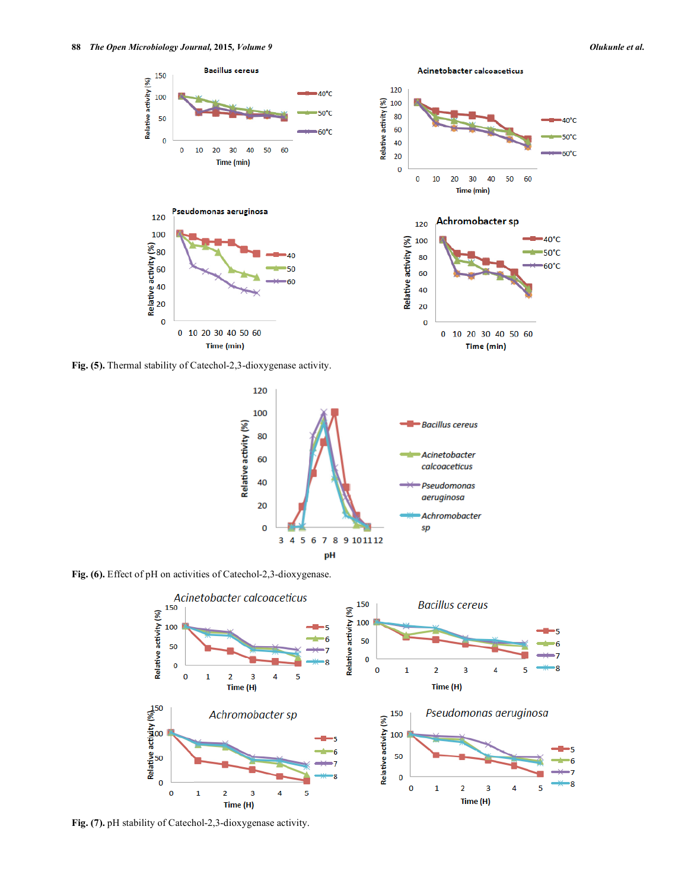**Fig. (5).** Thermal stability of Catechol-2,3-dioxygenase activity.

**Fig. (6).** Effect of pH on activities of Catechol-2,3-dioxygenase.

**Fig. (7).** pH stability of Catechol-2,3-dioxygenase activity.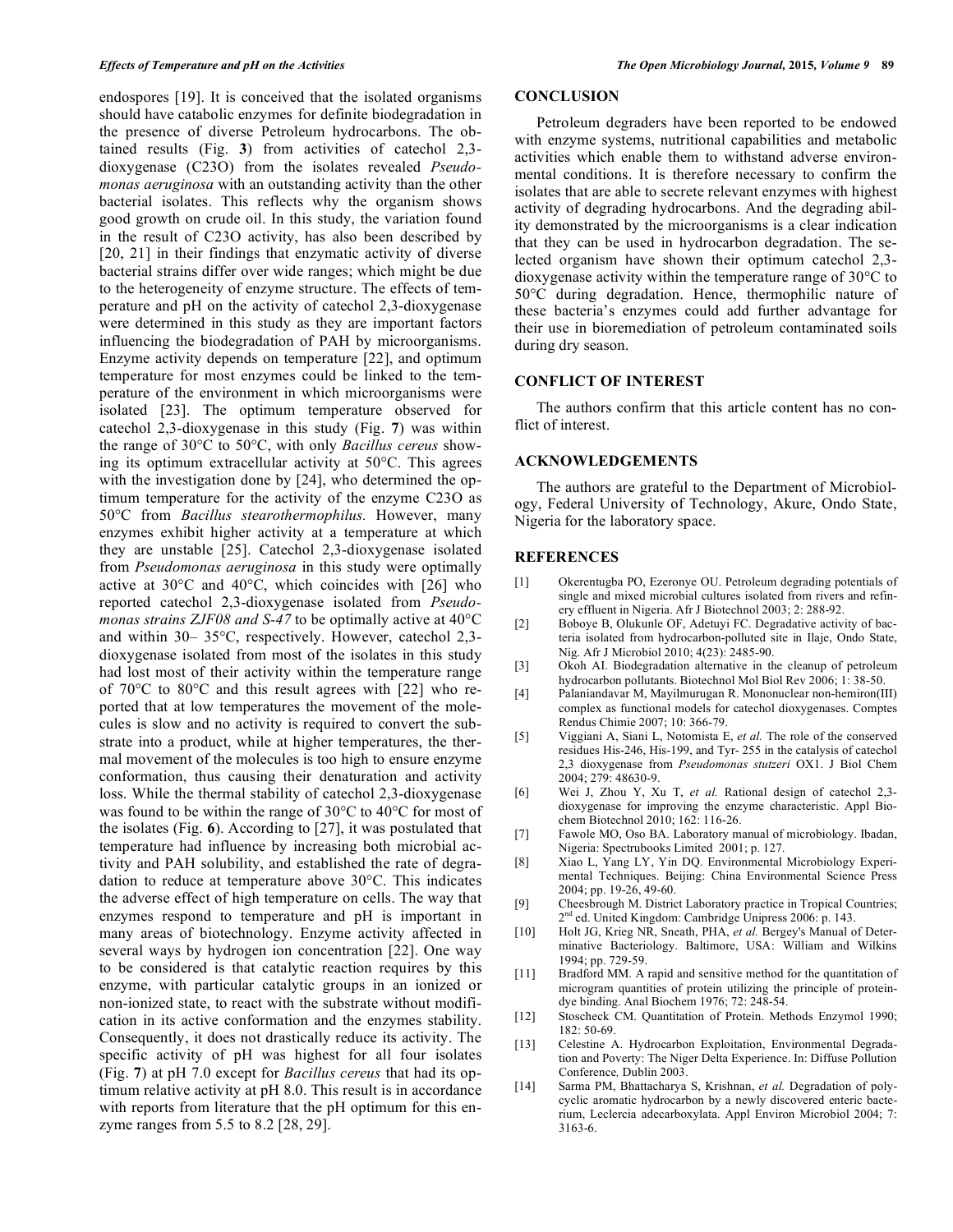endospores [19]. It is conceived that the isolated organisms should have catabolic enzymes for definite biodegradation in the presence of diverse Petroleum hydrocarbons. The obtained results (Fig. **3**) from activities of catechol 2,3-dioxygenase (C23O) from the isolates revealed *Pseudomonas aeruginosa* with an outstanding activity than the other bacterial isolates. This reflects why the organism shows good growth on crude oil. In this study, the variation found in the result of C23O activity, has also been described by [20, 21] in their findings that enzymatic activity of diverse bacterial strains differ over wide ranges; which might be due to the heterogeneity of enzyme structure. The effects of temperature and pH on the activity of catechol 2,3-dioxygenase were determined in this study as they are important factors influencing the biodegradation of PAH by microorganisms. Enzyme activity depends on temperature [22], and optimum temperature for most enzymes could be linked to the temperature of the environment in which microorganisms were isolated [23]. The optimum temperature observed for catechol 2,3-dioxygenase in this study (Fig. **7**) was within the range of 30°C to 50°C, with only *Bacillus cereus* showing its optimum extracellular activity at 50°C. This agrees with the investigation done by [24], who determined the optimum temperature for the activity of the enzyme C23O as 50°C from *Bacillus stearothermophilus.* However, many enzymes exhibit higher activity at a temperature at which they are unstable [25]. Catechol 2,3-dioxygenase isolated from *Pseudomonas aeruginosa* in this study were optimally active at 30°C and 40°C, which coincides with [26] who reported catechol 2,3-dioxygenase isolated from *Pseudomonas strains ZJF08 and S-47* to be optimally active at 40°C and within 30– 35°C, respectively. However, catechol 2,3-dioxygenase isolated from most of the isolates in this study had lost most of their activity within the temperature range of 70°C to 80°C and this result agrees with [22] who reported that at low temperatures the movement of the molecules is slow and no activity is required to convert the substrate into a product, while at higher temperatures, the thermal movement of the molecules is too high to ensure enzyme conformation, thus causing their denaturation and activity loss. While the thermal stability of catechol 2,3-dioxygenase was found to be within the range of 30°C to 40°C for most of the isolates (Fig. **6**). According to [27], it was postulated that temperature had influence by increasing both microbial activity and PAH solubility, and established the rate of degradation to reduce at temperature above 30°C. This indicates the adverse effect of high temperature on cells. The way that enzymes respond to temperature and pH is important in many areas of biotechnology. Enzyme activity affected in several ways by hydrogen ion concentration [22]. One way to be considered is that catalytic reaction requires by this enzyme, with particular catalytic groups in an ionized or non-ionized state, to react with the substrate without modification in its active conformation and the enzymes stability. Consequently, it does not drastically reduce its activity. The specific activity of pH was highest for all four isolates (Fig. **7**) at pH 7.0 except for *Bacillus cereus* that had its optimum relative activity at pH 8.0. This result is in accordance with reports from literature that the pH optimum for this enzyme ranges from 5.5 to 8.2 [28, 29].

## CONCLUSION

Petroleum degraders have been reported to be endowed with enzyme systems, nutritional capabilities and metabolic activities which enable them to withstand adverse environmental conditions. It is therefore necessary to confirm the isolates that are able to secrete relevant enzymes with highest activity of degrading hydrocarbons. And the degrading ability demonstrated by the microorganisms is a clear indication that they can be used in hydrocarbon degradation. The selected organism have shown their optimum catechol 2,3-dioxygenase activity within the temperature range of 30°C to 50°C during degradation. Hence, thermophilic nature of these bacteria's enzymes could add further advantage for their use in bioremediation of petroleum contaminated soils during dry season.

## CONFLICT OF INTEREST

The authors confirm that this article content has no conflict of interest.

## ACKNOWLEDGEMENTS

The authors are grateful to the Department of Microbiology, Federal University of Technology, Akure, Ondo State, Nigeria for the laboratory space.

## REFERENCES

[1] Okerentugba PO, Ezeronye OU. Petroleum degrading potentials of single and mixed microbial cultures isolated from rivers and refinery effluent in Nigeria. Afr J Biotechnol 2003; 2: 288-92.

[2] Boboye B, Olukunle OF, Adetuyi FC. Degradative activity of bacteria isolated from hydrocarbon-polluted site in Ilaje, Ondo State, Nig. Afr J Microbiol 2010; 4(23): 2485-90.

[3] Okoh AI. Biodegradation alternative in the cleanup of petroleum hydrocarbon pollutants. Biotechnol Mol Biol Rev 2006; 1: 38-50.

[4] Palaniandavar M, Mayilmurugan R. Mononuclear non-hemiron(III) complex as functional models for catechol dioxygenases. Comptes Rendus Chimie 2007; 10: 366-79.

[5] Viggiani A, Siani L, Notomista E, *et al.* The role of the conserved residues His-246, His-199, and Tyr- 255 in the catalysis of catechol 2,3 dioxygenase from *Pseudomonas stutzeri* OX1. J Biol Chem 2004; 279: 48630-9.

[6] Wei J, Zhou Y, Xu T, *et al.* Rational design of catechol 2,3-dioxygenase for improving the enzyme characteristic. Appl Biochem Biotechnol 2010; 162: 116-26.

[7] Fawole MO, Oso BA. Laboratory manual of microbiology. Ibadan, Nigeria: Spectrubooks Limited 2001; p. 127.

[8] Xiao L, Yang LY, Yin DQ. Environmental Microbiology Experimental Techniques. Beijing: China Environmental Science Press 2004; pp. 19-26, 49-60.

[9] Cheesbrough M. District Laboratory practice in Tropical Countries; 2nd ed. United Kingdom: Cambridge Unipress 2006: p. 143.

[10] Holt JG, Krieg NR, Sneath, PHA, *et al.* Bergey's Manual of Determinative Bacteriology. Baltimore, USA: William and Wilkins 1994; pp. 729-59.

[11] Bradford MM. A rapid and sensitive method for the quantitation of microgram quantities of protein utilizing the principle of protein-dye binding. Anal Biochem 1976; 72: 248-54.

[12] Stoscheck CM. Quantitation of Protein. Methods Enzymol 1990; 182: 50-69.

[13] Celestine A. Hydrocarbon Exploitation, Environmental Degradation and Poverty: The Niger Delta Experience. In: Diffuse Pollution Conference*,* Dublin 2003.

[14] Sarma PM, Bhattacharya S, Krishnan, *et al.* Degradation of polycyclic aromatic hydrocarbon by a newly discovered enteric bacterium, Leclercia adecarboxylata. Appl Environ Microbiol 2004; 7: 3163-6.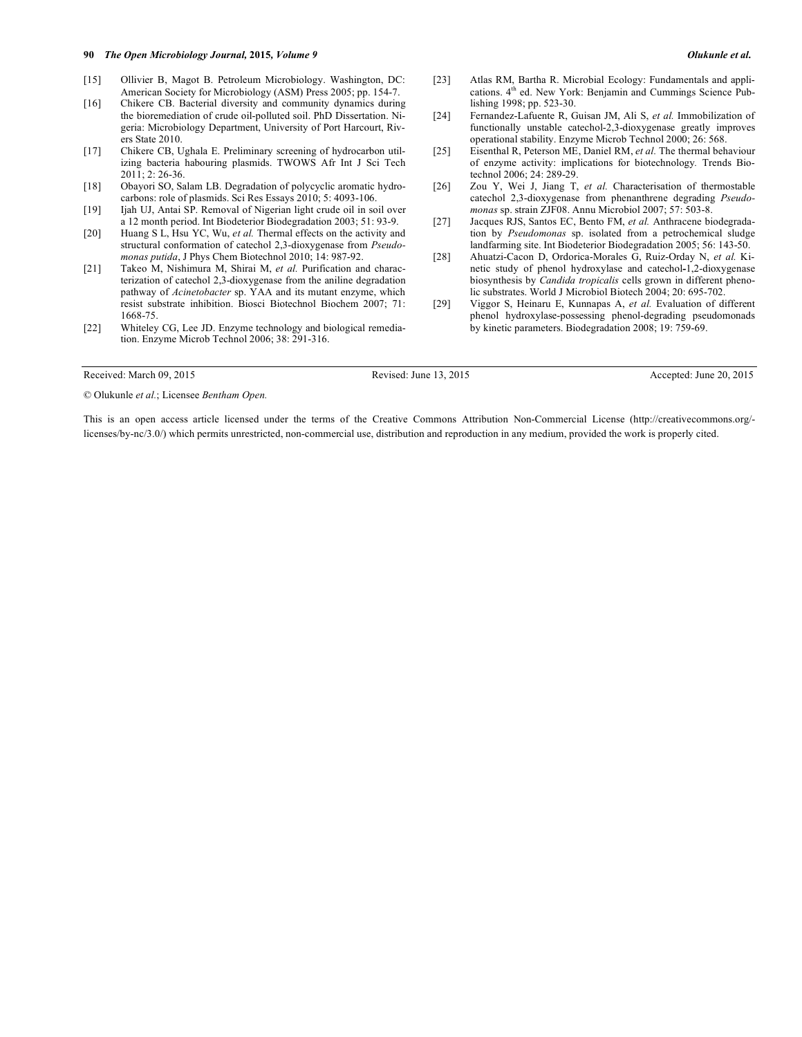[15] Ollivier B, Magot B. Petroleum Microbiology. Washington, DC: American Society for Microbiology (ASM) Press 2005; pp. 154-7.

[16] Chikere CB. Bacterial diversity and community dynamics during the bioremediation of crude oil-polluted soil. PhD Dissertation. Nigeria: Microbiology Department, University of Port Harcourt, Rivers State 2010.

[17] Chikere CB, Ughala E. Preliminary screening of hydrocarbon utilizing bacteria habouring plasmids. TWOWS Afr Int J Sci Tech 2011; 2: 26-36.

[18] Obayori SO, Salam LB. Degradation of polycyclic aromatic hydrocarbons: role of plasmids. Sci Res Essays 2010; 5: 4093-106.

[19] Ijah UJ, Antai SP. Removal of Nigerian light crude oil in soil over a 12 month period. Int Biodeterior Biodegradation 2003; 51: 93-9.

[20] Huang S L, Hsu YC, Wu, *et al.* Thermal effects on the activity and structural conformation of catechol 2,3-dioxygenase from *Pseudomonas putida*, J Phys Chem Biotechnol 2010; 14: 987-92.

[21] Takeo M, Nishimura M, Shirai M, *et al.* Purification and characterization of catechol 2,3-dioxygenase from the aniline degradation pathway of *Acinetobacter* sp. YAA and its mutant enzyme, which resist substrate inhibition. Biosci Biotechnol Biochem 2007; 71: 1668-75.

[22] Whiteley CG, Lee JD. Enzyme technology and biological remediation. Enzyme Microb Technol 2006; 38: 291-316.

[23] Atlas RM, Bartha R. Microbial Ecology: Fundamentals and applications. 4th ed. New York: Benjamin and Cummings Science Publishing 1998; pp. 523-30.

[24] Fernandez-Lafuente R, Guisan JM, Ali S, *et al.* Immobilization of functionally unstable catechol-2,3-dioxygenase greatly improves operational stability. Enzyme Microb Technol 2000; 26: 568.

[25] Eisenthal R, Peterson ME, Daniel RM, *et al.* The thermal behaviour of enzyme activity: implications for biotechnology. Trends Biotechnol 2006; 24: 289-29.

[26] Zou Y, Wei J, Jiang T, *et al.* Characterisation of thermostable catechol 2,3-dioxygenase from phenanthrene degrading *Pseudomonas* sp. strain ZJF08. Annu Microbiol 2007; 57: 503-8.

[27] Jacques RJS, Santos EC, Bento FM, *et al.* Anthracene biodegradation by *Pseudomonas* sp. isolated from a petrochemical sludge landfarming site. Int Biodeterior Biodegradation 2005; 56: 143-50.

[28] Ahuatzi-Cacon D, Ordorica-Morales G, Ruiz-Orday N, *et al.* Kinetic study of phenol hydroxylase and catechol-1,2-dioxygenase biosynthesis by *Candida tropicalis* cells grown in different phenolic substrates. World J Microbiol Biotech 2004; 20: 695-702.

[29] Viggor S, Heinaru E, Kunnapas A, *et al.* Evaluation of different phenol hydroxylase-possessing phenol-degrading pseudomonads by kinetic parameters. Biodegradation 2008; 19: 759-69.

Received: March 09, 2015 Revised: June 13, 2015 Accepted: June 20, 2015

© Olukunle *et al.*; Licensee *Bentham Open.*

This is an open access article licensed under the terms of the Creative Commons Attribution Non-Commercial License (http://creativecommons.org/-licenses/by-nc/3.0/) which permits unrestricted, non-commercial use, distribution and reproduction in any medium, provided the work is properly cited.